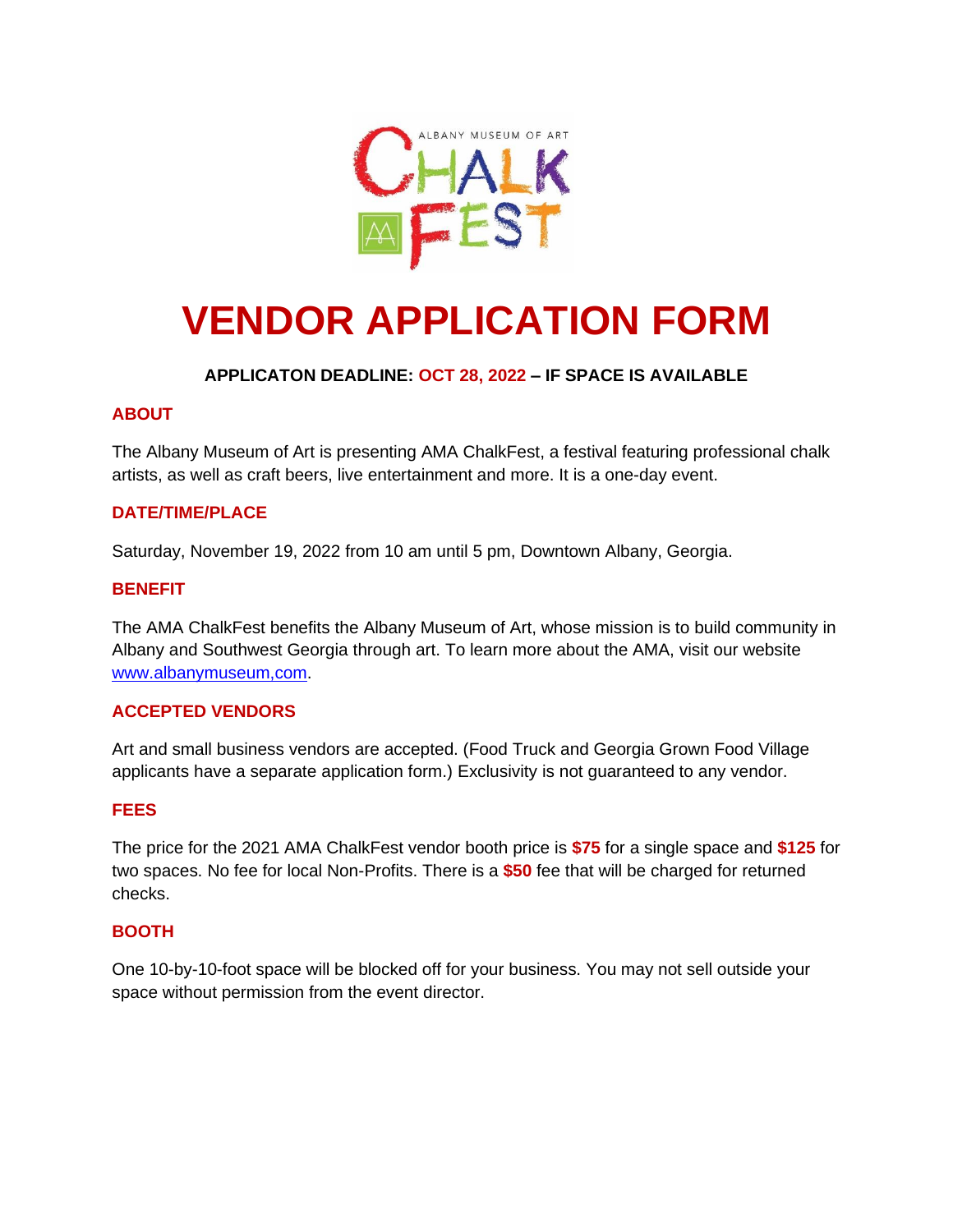# VENDOR APPLICATION FORM

**APPLICATON DEADLINE: OCT 28, 2022 – IF SPACE IS AVAILABLE**

## ABOUT

The Albany Museum of Art is presenting AMA ChalkFest, a festival featuring professional chalk artists, as well as craft beers, live entertainment and more. It is a one-day event.

## DATE/TIME/PLACE

Saturday, November 19, 2022 from 10 am until 5 pm, Downtown Albany, Georgia.

## BENEFIT

The AMA ChalkFest benefits the Albany Museum of Art, whose mission is to build community in Albany and Southwest Georgia through art. To learn more about the AMA, visit our website www.albanymuseum,com.

## ACCEPTED VENDORS

Art and small business vendors are accepted. (Food Truck and Georgia Grown Food Village applicants have a separate application form.) Exclusivity is not guaranteed to any vendor.

## FEES

The price for the 2021 AMA ChalkFest vendor booth price is **$75** for a single space and **$125** for two spaces. No fee for local Non-Profits. There is a **$50** fee that will be charged for returned checks.

## BOOTH

One 10-by-10-foot space will be blocked off for your business. You may not sell outside your space without permission from the event director.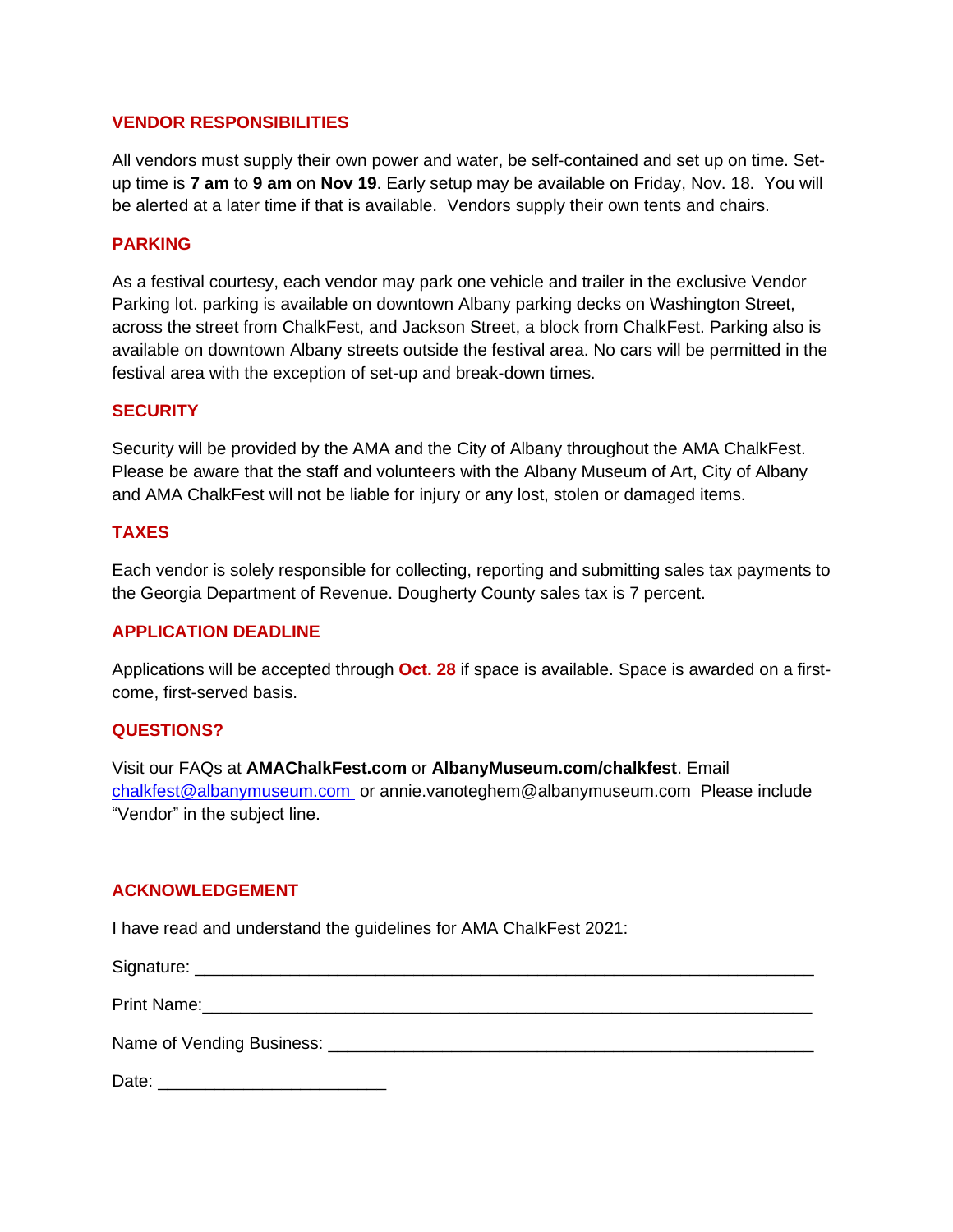## VENDOR RESPONSIBILITIES

All vendors must supply their own power and water, be self-contained and set up on time. Set-up time is **7 am** to **9 am** on **Nov 19**. Early setup may be available on Friday, Nov. 18. You will be alerted at a later time if that is available. Vendors supply their own tents and chairs.

## PARKING

As a festival courtesy, each vendor may park one vehicle and trailer in the exclusive Vendor Parking lot. parking is available on downtown Albany parking decks on Washington Street, across the street from ChalkFest, and Jackson Street, a block from ChalkFest. Parking also is available on downtown Albany streets outside the festival area. No cars will be permitted in the festival area with the exception of set-up and break-down times.

## SECURITY

Security will be provided by the AMA and the City of Albany throughout the AMA ChalkFest. Please be aware that the staff and volunteers with the Albany Museum of Art, City of Albany and AMA ChalkFest will not be liable for injury or any lost, stolen or damaged items.

## TAXES

Each vendor is solely responsible for collecting, reporting and submitting sales tax payments to the Georgia Department of Revenue. Dougherty County sales tax is 7 percent.

## APPLICATION DEADLINE

Applications will be accepted through **Oct. 28** if space is available. Space is awarded on a first-come, first-served basis.

## QUESTIONS?

Visit our FAQs at **AMAChalkFest.com** or **AlbanyMuseum.com/chalkfest**. Email chalkfest@albanymuseum.com or annie.vanoteghem@albanymuseum.com Please include "Vendor" in the subject line.

## ACKNOWLEDGEMENT

I have read and understand the guidelines for AMA ChalkFest 2021:

Signature: ____________________________________________________________

Print Name:____________________________________________________________

Name of Vending Business: ______________________________________________

Date: ______________________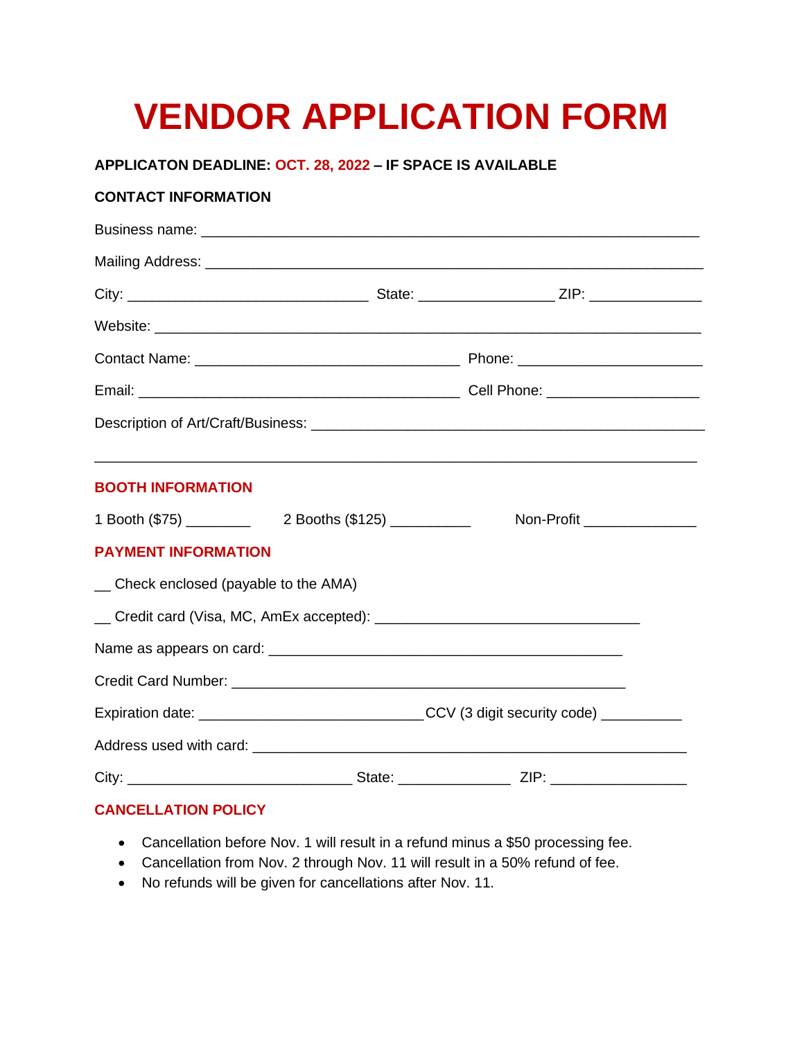# VENDOR APPLICATION FORM

**APPLICATON DEADLINE: OCT. 28, 2022 – IF SPACE IS AVAILABLE**

**CONTACT INFORMATION**

Business name: ___________________________________________________________

Mailing Address: __________________________________________________________

City: ______________________________ State: ________________ ZIP: _____________

Website: _________________________________________________________________

Contact Name: ________________________________ Phone: _____________________

Email: ________________________________________ Cell Phone: __________________

Description of Art/Craft/Business: _____________________________________________

___________________________________________________________________________

**BOOTH INFORMATION**

1 Booth ($75) ________ 2 Booths ($125) __________ Non-Profit ______________

**PAYMENT INFORMATION**

__ Check enclosed (payable to the AMA)

__ Credit card (Visa, MC, AmEx accepted): _________________________________

Name as appears on card: _____________________________________________

Credit Card Number: _________________________________________________

Expiration date: ___________________________CCV (3 digit security code) __________

Address used with card: ______________________________________________________

City: ____________________________ State: ______________ ZIP: ________________

**CANCELLATION POLICY**

- Cancellation before Nov. 1 will result in a refund minus a $50 processing fee.
- Cancellation from Nov. 2 through Nov. 11 will result in a 50% refund of fee.
- No refunds will be given for cancellations after Nov. 11.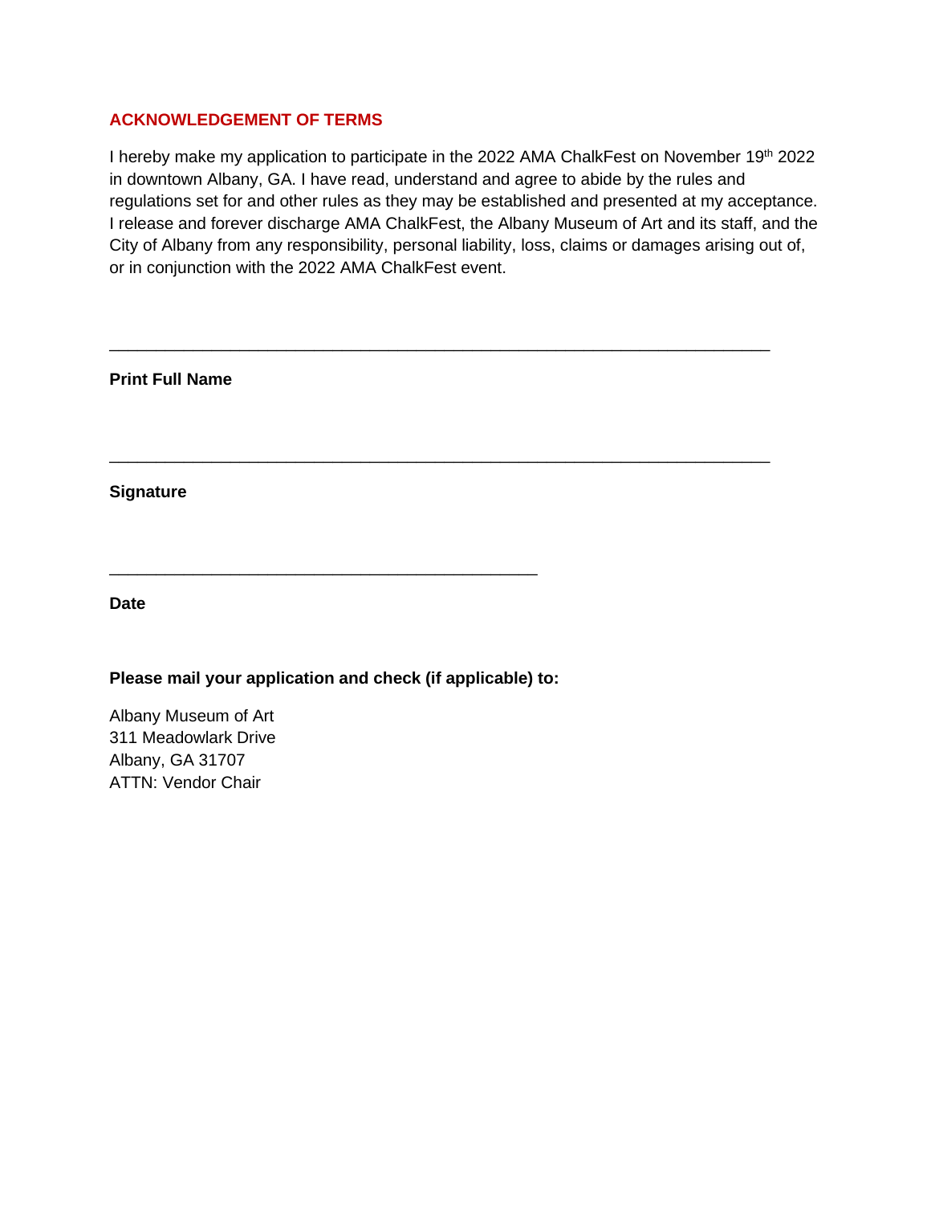## ACKNOWLEDGEMENT OF TERMS

I hereby make my application to participate in the 2022 AMA ChalkFest on November 19th 2022 in downtown Albany, GA. I have read, understand and agree to abide by the rules and regulations set for and other rules as they may be established and presented at my acceptance. I release and forever discharge AMA ChalkFest, the Albany Museum of Art and its staff, and the City of Albany from any responsibility, personal liability, loss, claims or damages arising out of, or in conjunction with the 2022 AMA ChalkFest event.

\_\_\_\_\_\_\_\_\_\_\_\_\_\_\_\_\_\_\_\_\_\_\_\_\_\_\_\_\_\_\_\_\_\_\_\_\_\_\_\_\_\_\_\_\_\_\_\_\_\_\_\_\_\_\_\_\_\_\_\_\_\_\_\_\_\_\_\_\_\_

**Print Full Name**

\_\_\_\_\_\_\_\_\_\_\_\_\_\_\_\_\_\_\_\_\_\_\_\_\_\_\_\_\_\_\_\_\_\_\_\_\_\_\_\_\_\_\_\_\_\_\_\_\_\_\_\_\_\_\_\_\_\_\_\_\_\_\_\_\_\_\_\_\_\_

**Signature**

\_\_\_\_\_\_\_\_\_\_\_\_\_\_\_\_\_\_\_\_\_\_\_\_\_\_\_\_\_\_\_\_\_\_\_\_\_\_\_\_\_\_\_\_\_\_

**Date**

**Please mail your application and check (if applicable) to:**

Albany Museum of Art  
311 Meadowlark Drive  
Albany, GA 31707  
ATTN: Vendor Chair